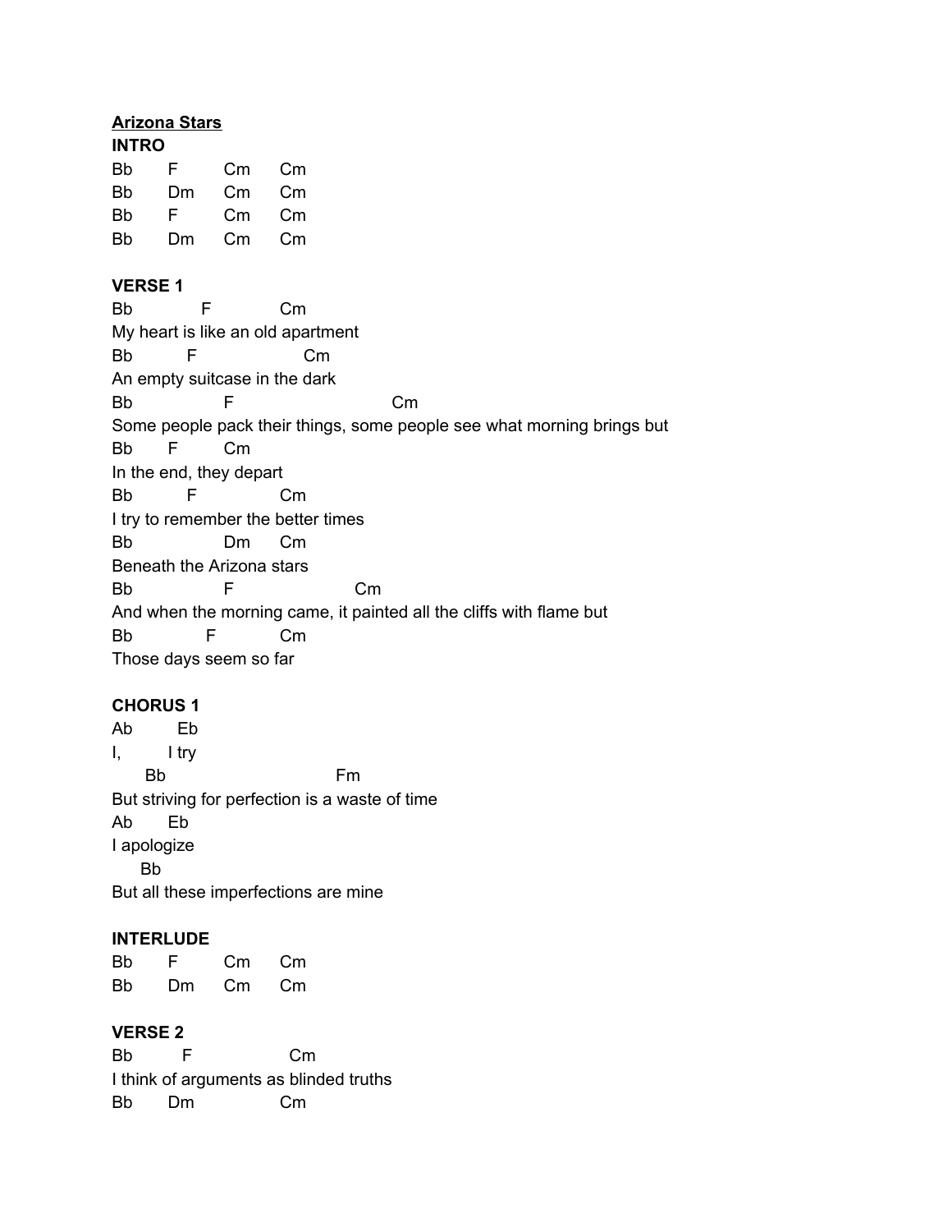**Arizona Stars**

**INTRO**

```
Bb      F       Cm      Cm
Bb      Dm      Cm      Cm
Bb      F       Cm      Cm
Bb      Dm      Cm      Cm
```

**VERSE 1**

```
Bb            F           Cm
My heart is like an old apartment
Bb          F                   Cm
An empty suitcase in the dark
Bb                F                          Cm
Some people pack their things, some people see what morning brings but
Bb      F        Cm
In the end, they depart
Bb          F             Cm
I try to remember the better times
Bb                Dm      Cm
Beneath the Arizona stars
Bb                F                      Cm
And when the morning came, it painted all the cliffs with flame but
Bb             F           Cm
Those days seem so far
```

**CHORUS 1**

```
Ab        Eb
I,        I try
      Bb                              Fm
But striving for perfection is a waste of time
Ab      Eb
I apologize
     Bb
But all these imperfections are mine
```

**INTERLUDE**

```
Bb      F       Cm      Cm
Bb      Dm      Cm      Cm
```

**VERSE 2**

```
Bb         F                Cm
I think of arguments as blinded truths
Bb      Dm               Cm
```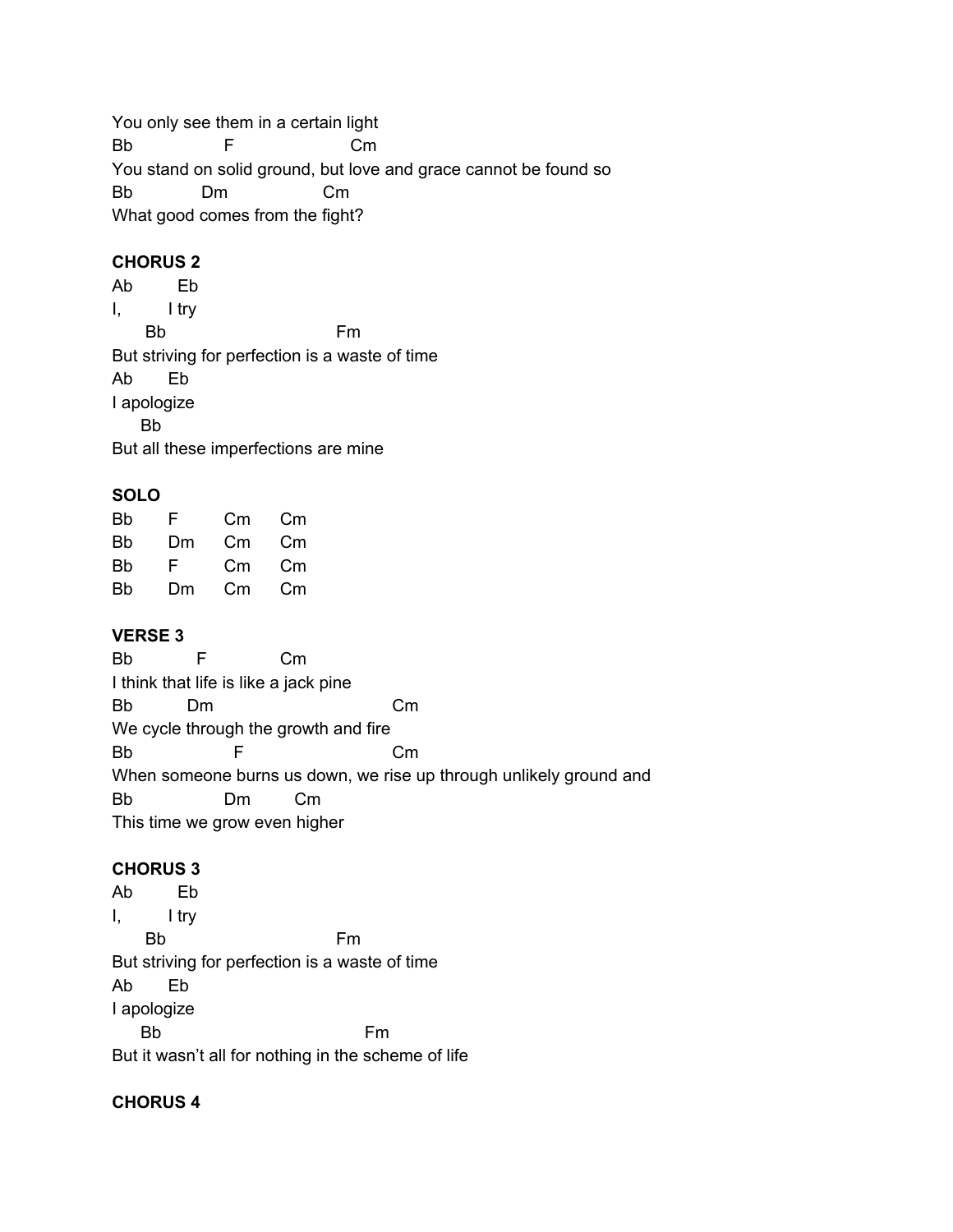```
You only see them in a certain light
Bb                F                   Cm
You stand on solid ground, but love and grace cannot be found so
Bb            Dm               Cm
What good comes from the fight?
```

**CHORUS 2**

```
Ab        Eb
I,        I try
      Bb                              Fm
But striving for perfection is a waste of time
Ab      Eb
I apologize
     Bb
But all these imperfections are mine
```

**SOLO**

```
Bb      F       Cm      Cm
Bb      Dm      Cm      Cm
Bb      F       Cm      Cm
Bb      Dm      Cm      Cm
```

**VERSE 3**

```
Bb          F            Cm
I think that life is like a jack pine
Bb         Dm                             Cm
We cycle through the growth and fire
Bb                 F                          Cm
When someone burns us down, we rise up through unlikely ground and
Bb                Dm        Cm
This time we grow even higher
```

**CHORUS 3**

```
Ab        Eb
I,        I try
      Bb                              Fm
But striving for perfection is a waste of time
Ab      Eb
I apologize
     Bb                                    Fm
But it wasn't all for nothing in the scheme of life
```

**CHORUS 4**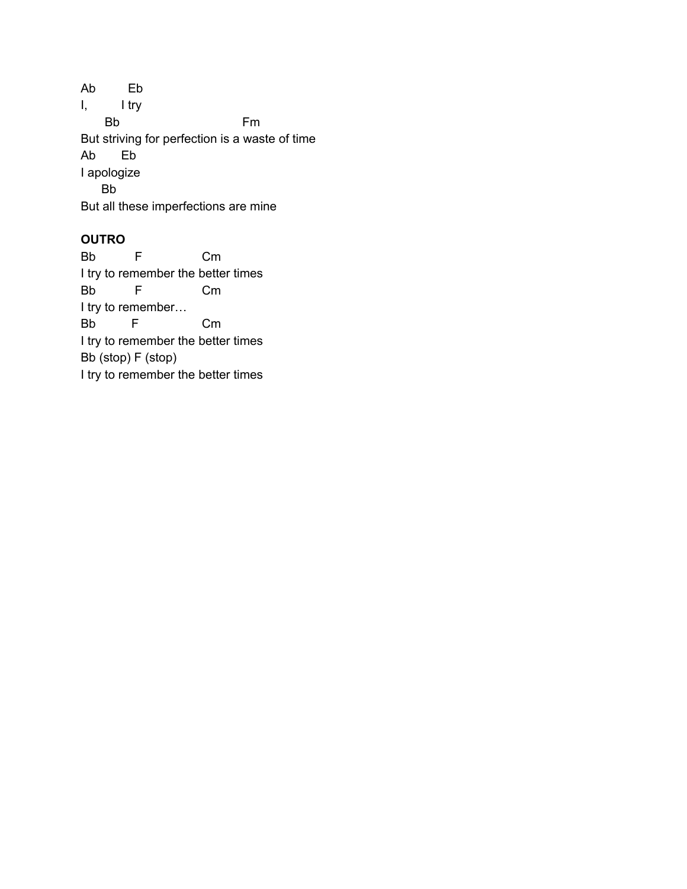```
Ab         Eb
I,         I try
      Bb                                   Fm
But striving for perfection is a waste of time
Ab       Eb
I apologize
     Bb
But all these imperfections are mine
```

**OUTRO**

```
Bb          F                Cm
I try to remember the better times
Bb          F                Cm
I try to remember…
Bb         F                 Cm
I try to remember the better times
Bb (stop) F (stop)
I try to remember the better times
```